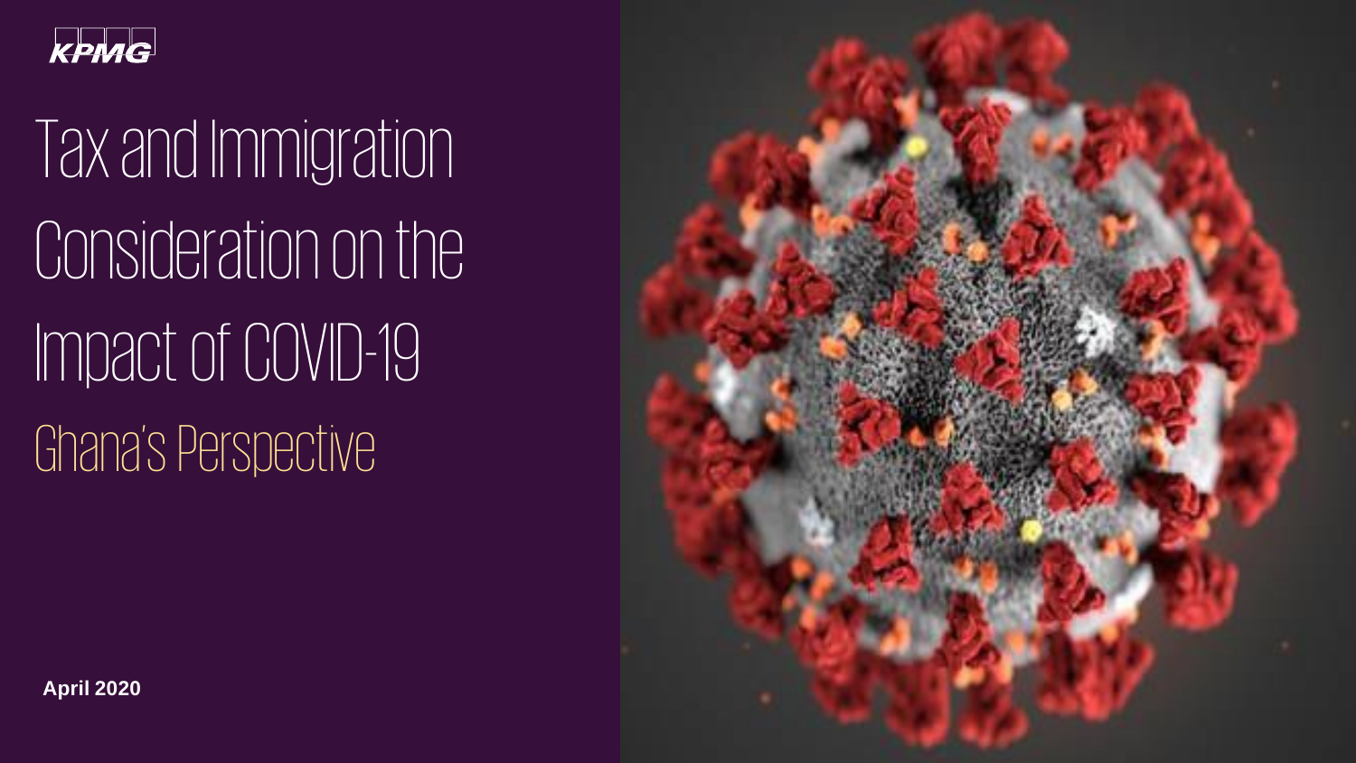KPMG

# Tax and Immigration Consideration on the Impact of COVID-19

## Ghana's Perspective

**April 2020**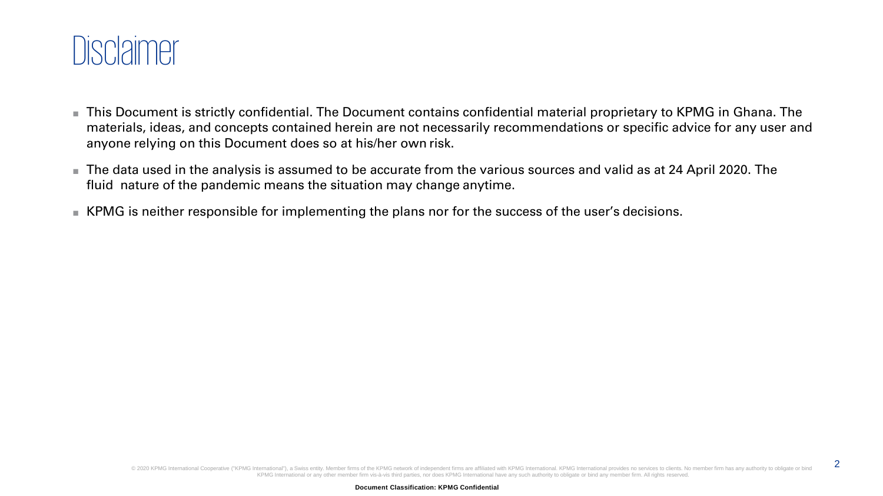# Disclaimer

- This Document is strictly confidential. The Document contains confidential material proprietary to KPMG in Ghana. The materials, ideas, and concepts contained herein are not necessarily recommendations or specific advice for any user and anyone relying on this Document does so at his/her own risk.
- The data used in the analysis is assumed to be accurate from the various sources and valid as at 24 April 2020. The fluid nature of the pandemic means the situation may change anytime.
- KPMG is neither responsible for implementing the plans nor for the success of the user's decisions.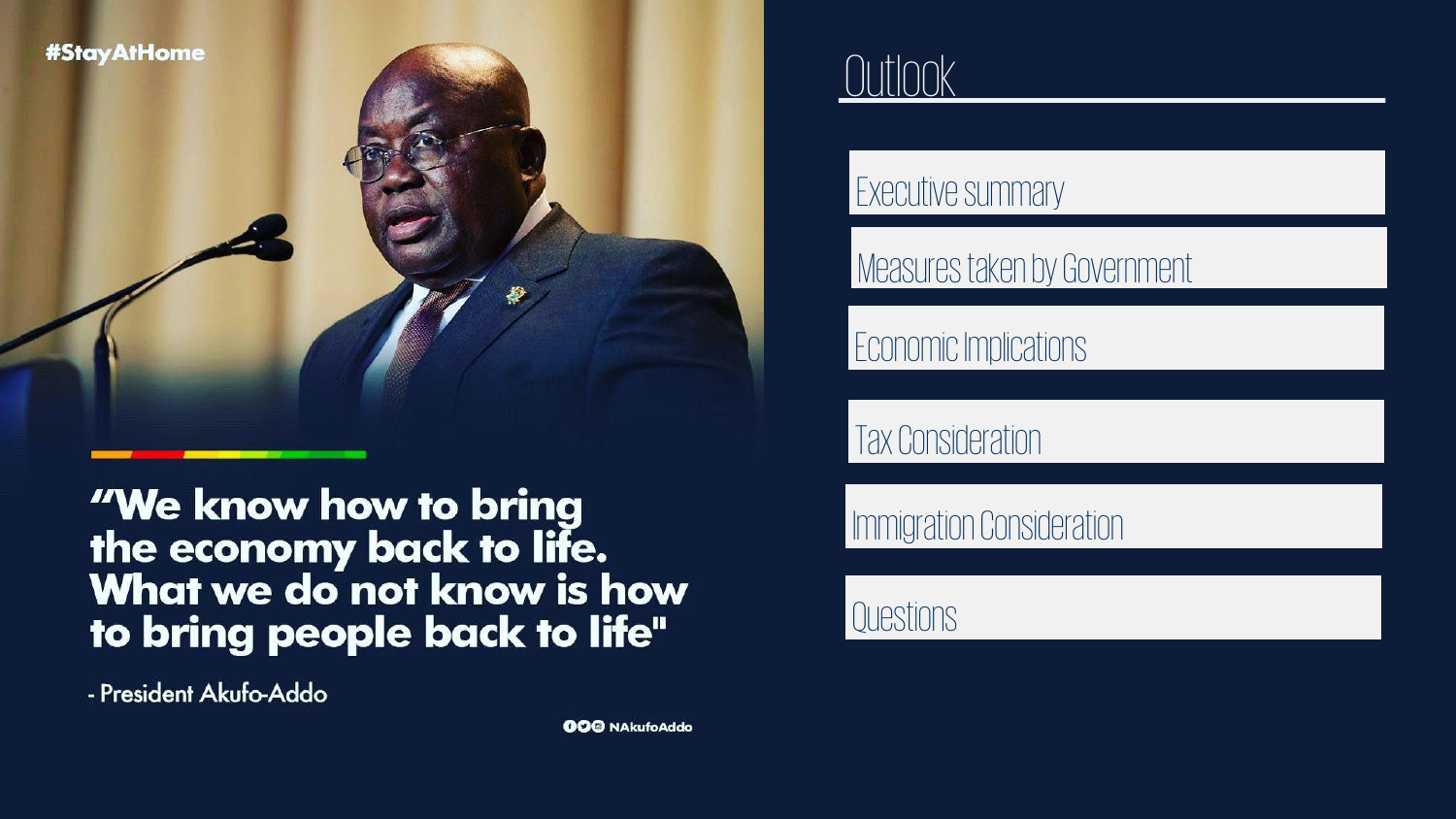#StayAtHome

"We know how to bring the economy back to life. What we do not know is how to bring people back to life"

- President Akufo-Addo

NAkufoAddo

# Outlook

- Executive summary
- Measures taken by Government
- Economic Implications
- Tax Consideration
- Immigration Consideration
- Questions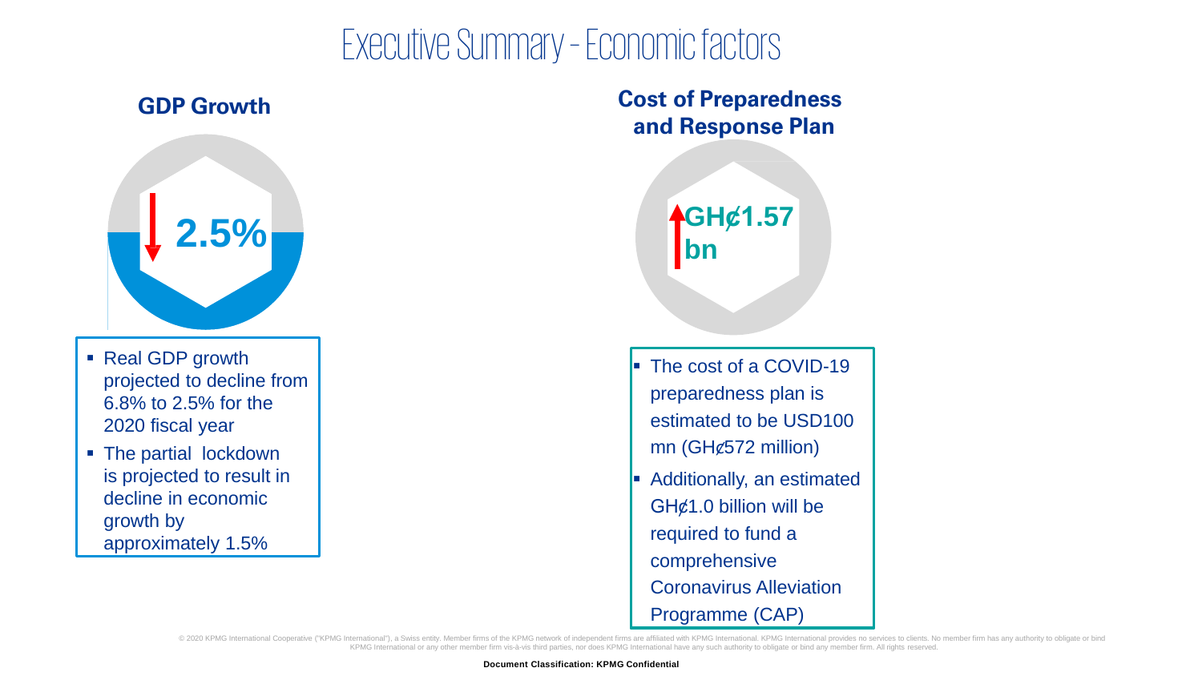# Executive Summary - Economic factors

## GDP Growth

**2.5%**

- Real GDP growth projected to decline from 6.8% to 2.5% for the 2020 fiscal year
- The partial lockdown is projected to result in decline in economic growth by approximately 1.5%

## Cost of Preparedness and Response Plan

**GH¢1.57 bn**

- The cost of a COVID-19 preparedness plan is estimated to be USD100 mn (GH¢572 million)
- Additionally, an estimated GH¢1.0 billion will be required to fund a comprehensive Coronavirus Alleviation Programme (CAP)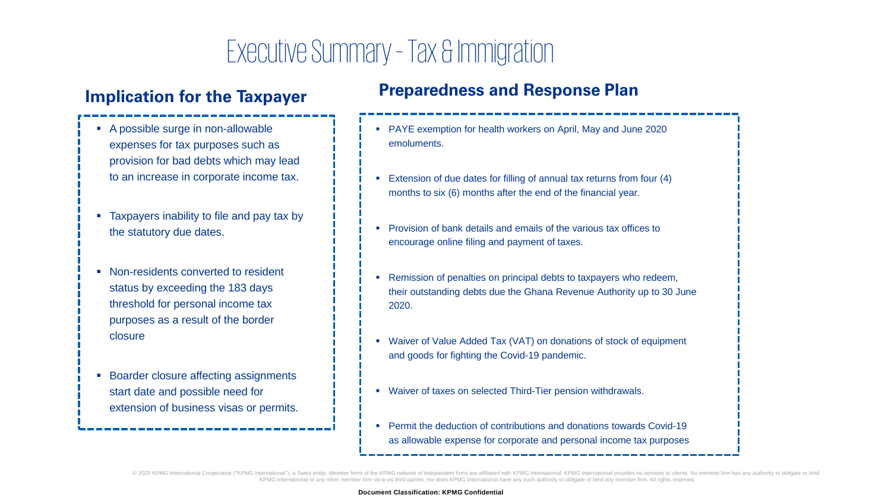# Executive Summary - Tax & Immigration

## Implication for the Taxpayer

- A possible surge in non-allowable expenses for tax purposes such as provision for bad debts which may lead to an increase in corporate income tax.
- Taxpayers inability to file and pay tax by the statutory due dates.
- Non-residents converted to resident status by exceeding the 183 days threshold for personal income tax purposes as a result of the border closure
- Boarder closure affecting assignments start date and possible need for extension of business visas or permits.

## Preparedness and Response Plan

- PAYE exemption for health workers on April, May and June 2020 emoluments.
- Extension of due dates for filling of annual tax returns from four (4) months to six (6) months after the end of the financial year.
- Provision of bank details and emails of the various tax offices to encourage online filing and payment of taxes.
- Remission of penalties on principal debts to taxpayers who redeem, their outstanding debts due the Ghana Revenue Authority up to 30 June 2020.
- Waiver of Value Added Tax (VAT) on donations of stock of equipment and goods for fighting the Covid-19 pandemic.
- Waiver of taxes on selected Third-Tier pension withdrawals.
- Permit the deduction of contributions and donations towards Covid-19 as allowable expense for corporate and personal income tax purposes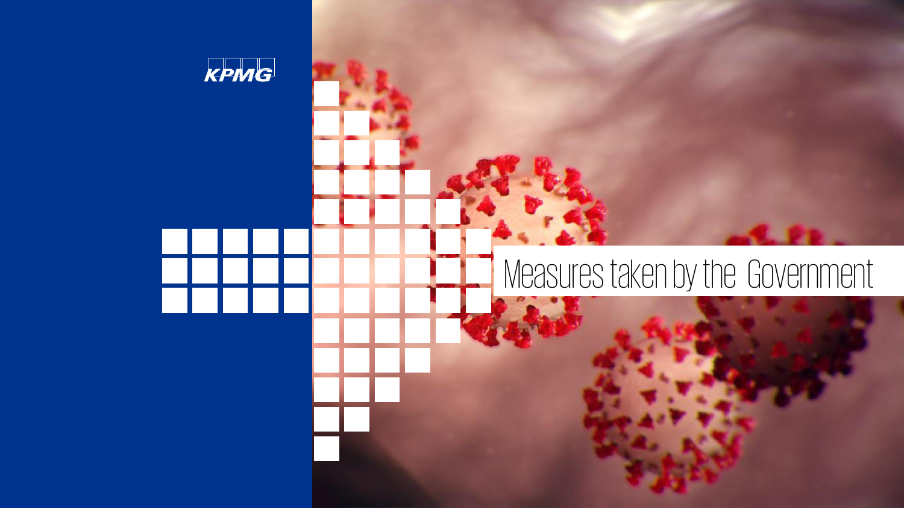# Measures taken by the Government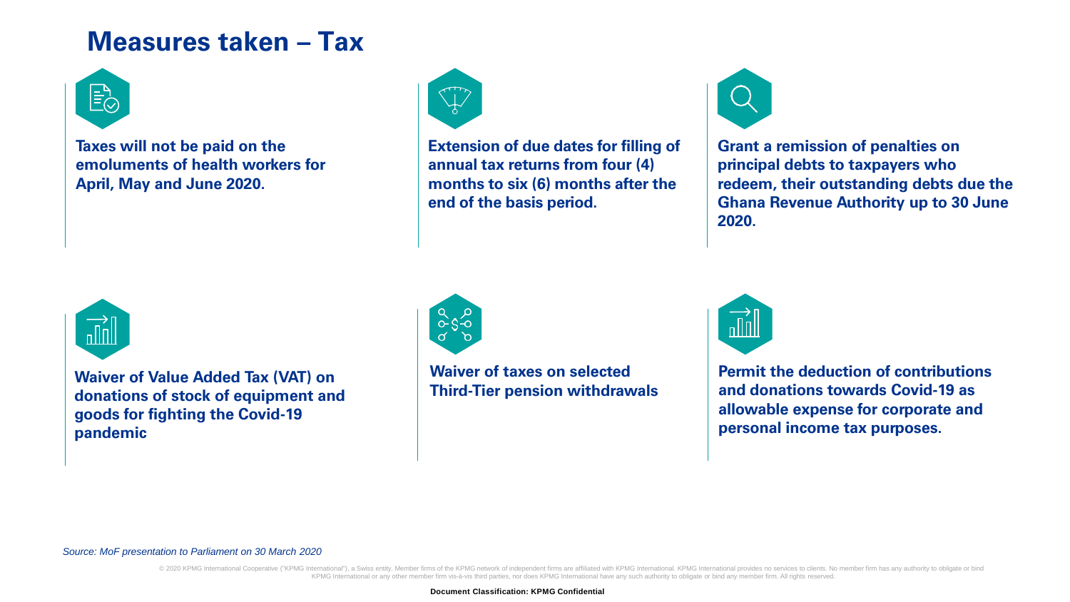# Measures taken – Tax

**Taxes will not be paid on the emoluments of health workers for April, May and June 2020.**

**Extension of due dates for filling of annual tax returns from four (4) months to six (6) months after the end of the basis period.**

**Grant a remission of penalties on principal debts to taxpayers who redeem, their outstanding debts due the Ghana Revenue Authority up to 30 June 2020.**

**Waiver of Value Added Tax (VAT) on donations of stock of equipment and goods for fighting the Covid-19 pandemic**

**Waiver of taxes on selected Third-Tier pension withdrawals**

**Permit the deduction of contributions and donations towards Covid-19 as allowable expense for corporate and personal income tax purposes.**

*Source: MoF presentation to Parliament on 30 March 2020*

© 2020 KPMG International Cooperative ("KPMG International"), a Swiss entity. Member firms of the KPMG network of independent firms are affiliated with KPMG International. KPMG International provides no services to clients. No member firm has any authority to obligate or bind KPMG International or any other member firm vis-à-vis third parties, nor does KPMG International have any such authority to obligate or bind any member firm. All rights reserved.

**Document Classification: KPMG Confidential**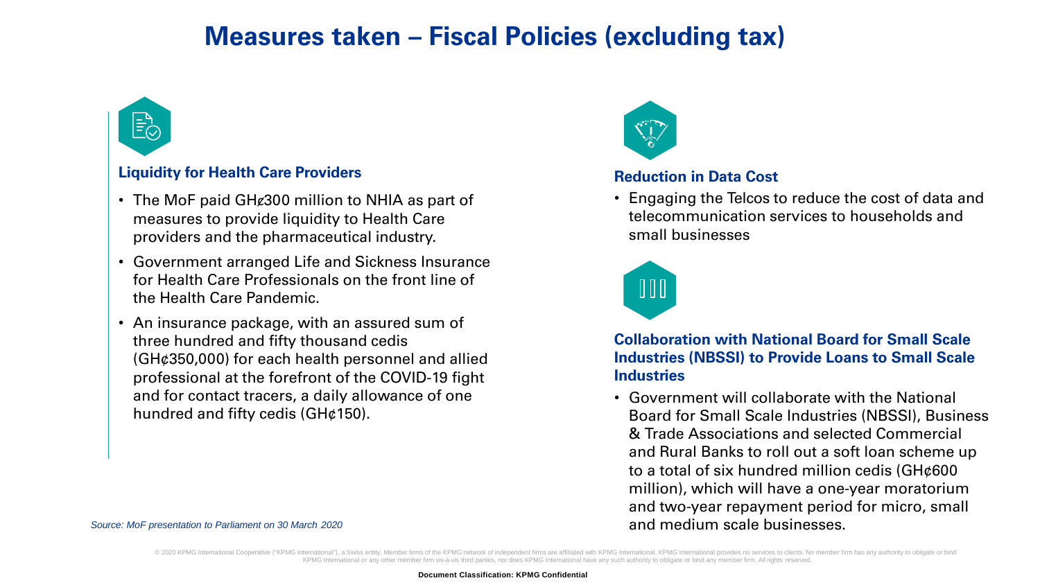# Measures taken – Fiscal Policies (excluding tax)

### Liquidity for Health Care Providers

- The MoF paid GH₵300 million to NHIA as part of measures to provide liquidity to Health Care providers and the pharmaceutical industry.
- Government arranged Life and Sickness Insurance for Health Care Professionals on the front line of the Health Care Pandemic.
- An insurance package, with an assured sum of three hundred and fifty thousand cedis (GH¢350,000) for each health personnel and allied professional at the forefront of the COVID-19 fight and for contact tracers, a daily allowance of one hundred and fifty cedis (GH¢150).

### Reduction in Data Cost

- Engaging the Telcos to reduce the cost of data and telecommunication services to households and small businesses

### Collaboration with National Board for Small Scale Industries (NBSSI) to Provide Loans to Small Scale Industries

- Government will collaborate with the National Board for Small Scale Industries (NBSSI), Business & Trade Associations and selected Commercial and Rural Banks to roll out a soft loan scheme up to a total of six hundred million cedis (GH¢600 million), which will have a one-year moratorium and two-year repayment period for micro, small and medium scale businesses.

*Source: MoF presentation to Parliament on 30 March 2020*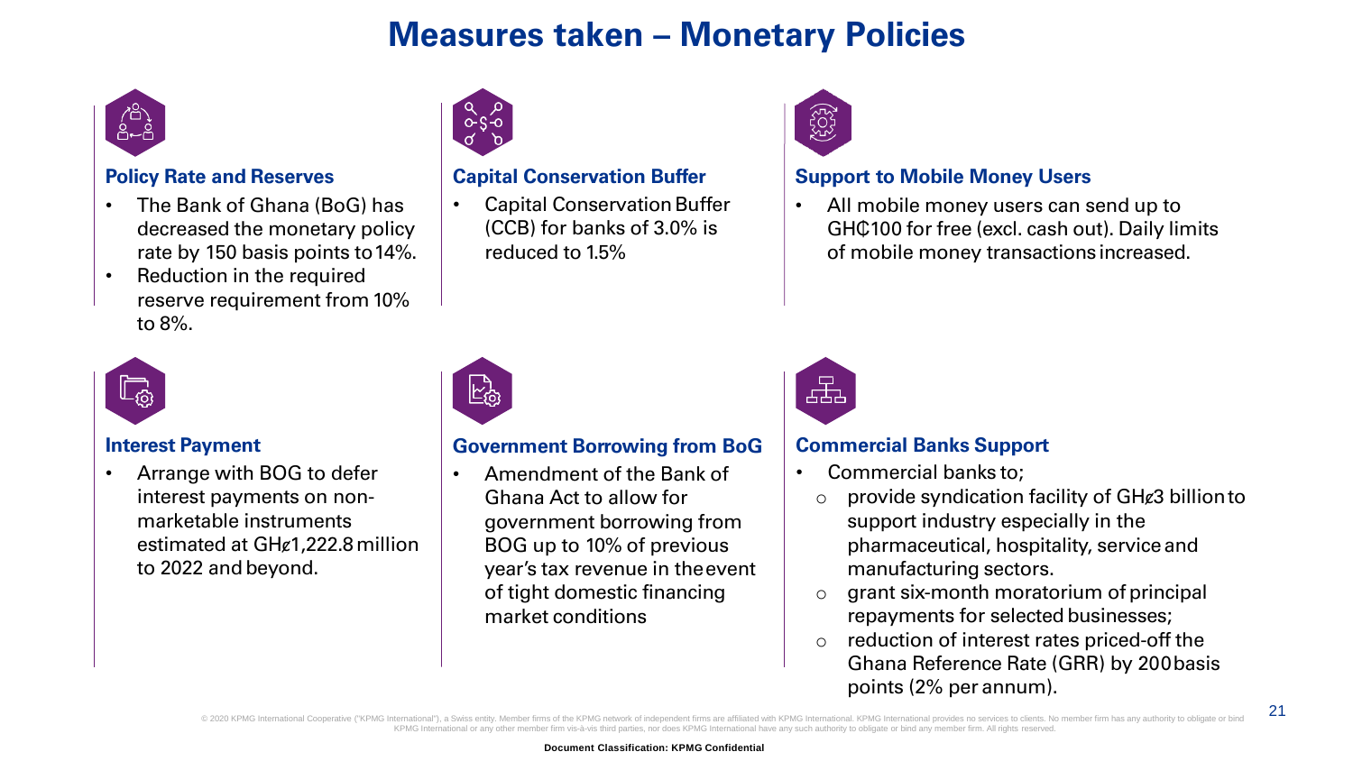# Measures taken – Monetary Policies

### Policy Rate and Reserves

- The Bank of Ghana (BoG) has decreased the monetary policy rate by 150 basis points to 14%.
- Reduction in the required reserve requirement from 10% to 8%.

### Capital Conservation Buffer

- Capital Conservation Buffer (CCB) for banks of 3.0% is reduced to 1.5%

### Support to Mobile Money Users

- All mobile money users can send up to GH₵100 for free (excl. cash out). Daily limits of mobile money transactions increased.

### Interest Payment

- Arrange with BOG to defer interest payments on non-marketable instruments estimated at GH¢1,222.8 million to 2022 and beyond.

### Government Borrowing from BoG

- Amendment of the Bank of Ghana Act to allow for government borrowing from BOG up to 10% of previous year's tax revenue in the event of tight domestic financing market conditions

### Commercial Banks Support

- Commercial banks to;
  - provide syndication facility of GH¢3 billion to support industry especially in the pharmaceutical, hospitality, service and manufacturing sectors.
  - grant six-month moratorium of principal repayments for selected businesses;
  - reduction of interest rates priced-off the Ghana Reference Rate (GRR) by 200 basis points (2% per annum).

© 2020 KPMG International Cooperative ("KPMG International"), a Swiss entity. Member firms of the KPMG network of independent firms are affiliated with KPMG International. KPMG International provides no services to clients. No member firm has any authority to obligate or bind KPMG International or any other member firm vis-à-vis third parties, nor does KPMG International have any such authority to obligate or bind any member firm. All rights reserved.

Document Classification: KPMG Confidential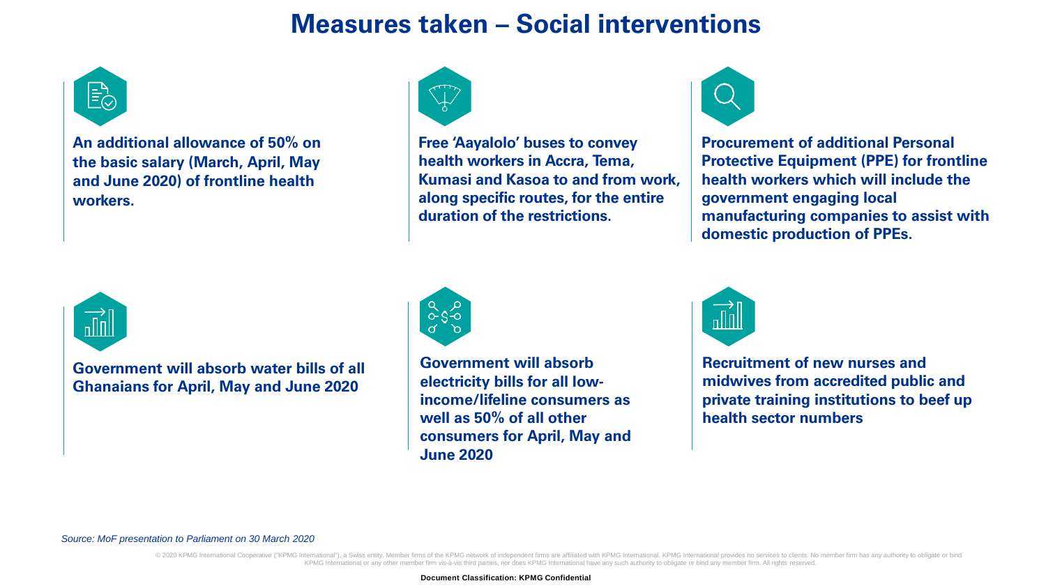# Measures taken – Social interventions

**An additional allowance of 50% on the basic salary (March, April, May and June 2020) of frontline health workers.**

**Free 'Aayalolo' buses to convey health workers in Accra, Tema, Kumasi and Kasoa to and from work, along specific routes, for the entire duration of the restrictions.**

**Procurement of additional Personal Protective Equipment (PPE) for frontline health workers which will include the government engaging local manufacturing companies to assist with domestic production of PPEs.**

**Government will absorb water bills of all Ghanaians for April, May and June 2020**

**Government will absorb electricity bills for all low-income/lifeline consumers as well as 50% of all other consumers for April, May and June 2020**

**Recruitment of new nurses and midwives from accredited public and private training institutions to beef up health sector numbers**

*Source: MoF presentation to Parliament on 30 March 2020*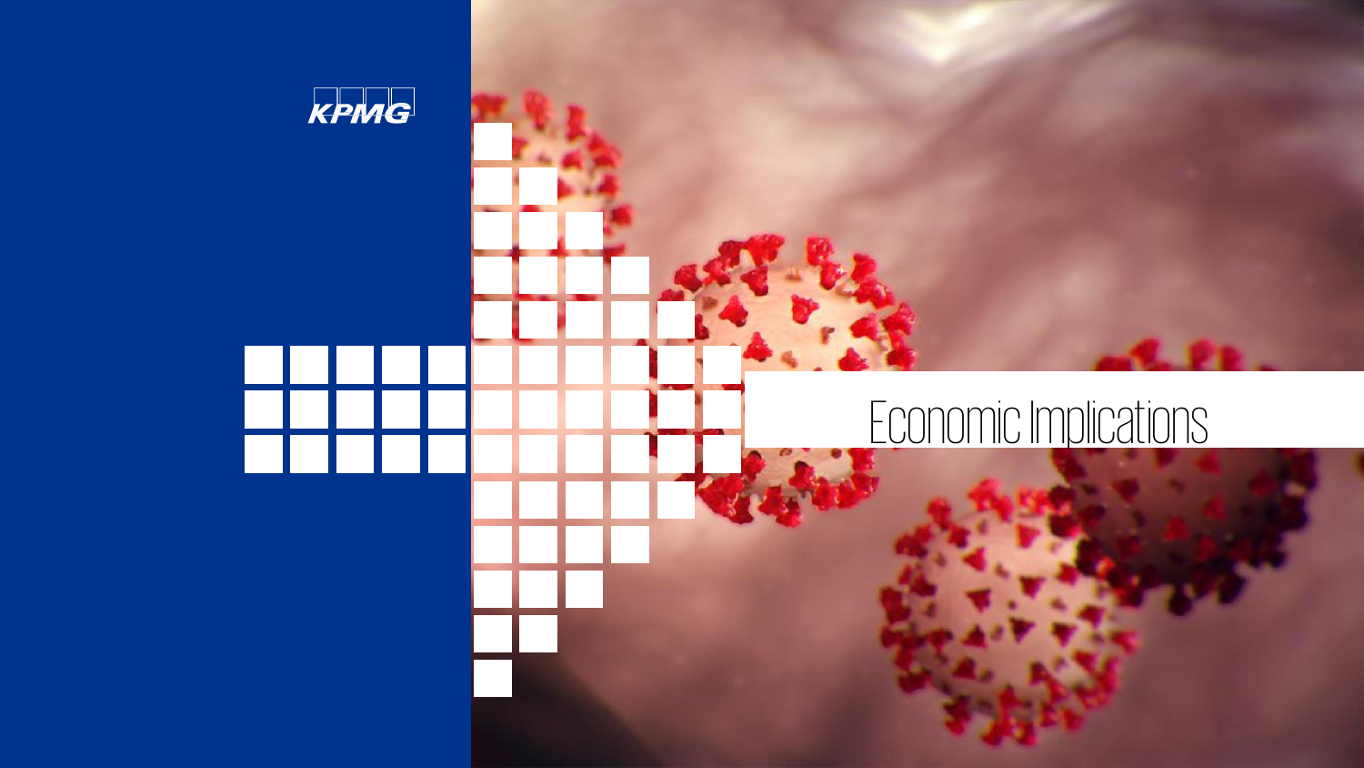# Economic Implications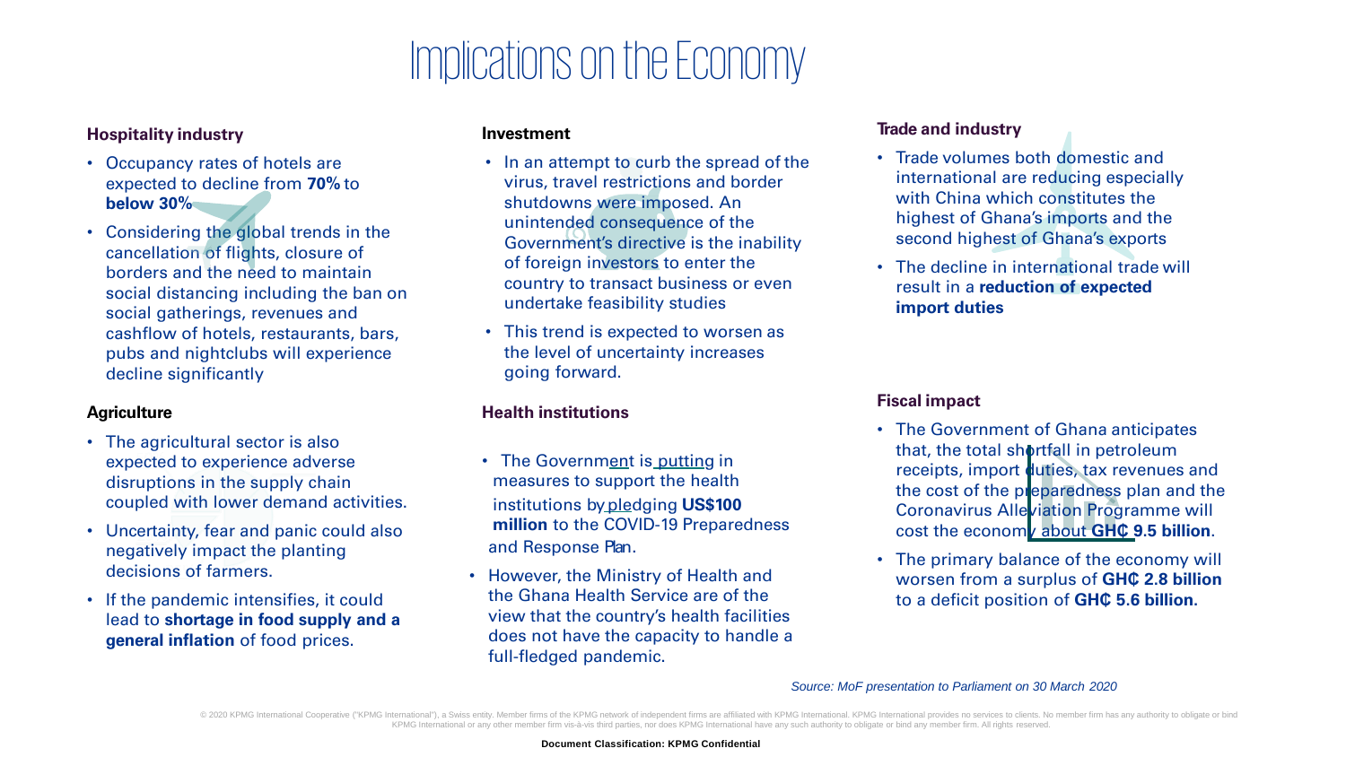# Implications on the Economy

### Hospitality industry

- Occupancy rates of hotels are expected to decline from **70%** to **below 30%**
- Considering the global trends in the cancellation of flights, closure of borders and the need to maintain social distancing including the ban on social gatherings, revenues and cashflow of hotels, restaurants, bars, pubs and nightclubs will experience decline significantly

### Agriculture

- The agricultural sector is also expected to experience adverse disruptions in the supply chain coupled with lower demand activities.
- Uncertainty, fear and panic could also negatively impact the planting decisions of farmers.
- If the pandemic intensifies, it could lead to **shortage in food supply and a general inflation** of food prices.

### Investment

- In an attempt to curb the spread of the virus, travel restrictions and border shutdowns were imposed. An unintended consequence of the Government's directive is the inability of foreign investors to enter the country to transact business or even undertake feasibility studies
- This trend is expected to worsen as the level of uncertainty increases going forward.

### Health institutions

- The Government is putting in measures to support the health institutions by pledging **US$100 million** to the COVID-19 Preparedness and Response Plan.
- However, the Ministry of Health and the Ghana Health Service are of the view that the country's health facilities does not have the capacity to handle a full-fledged pandemic.

### Trade and industry

- Trade volumes both domestic and international are reducing especially with China which constitutes the highest of Ghana's imports and the second highest of Ghana's exports
- The decline in international trade will result in a **reduction of expected import duties**

### Fiscal impact

- The Government of Ghana anticipates that, the total shortfall in petroleum receipts, import duties, tax revenues and the cost of the preparedness plan and the Coronavirus Alleviation Programme will cost the economy about **GH₵ 9.5 billion**.
- The primary balance of the economy will worsen from a surplus of **GH₵ 2.8 billion** to a deficit position of **GH₵ 5.6 billion.**

*Source: MoF presentation to Parliament on 30 March 2020*

© 2020 KPMG International Cooperative ("KPMG International"), a Swiss entity. Member firms of the KPMG network of independent firms are affiliated with KPMG International. KPMG International provides no services to clients. No member firm has any authority to obligate or bind KPMG International or any other member firm vis-à-vis third parties, nor does KPMG International have any such authority to obligate or bind any member firm. All rights reserved.

**Document Classification: KPMG Confidential**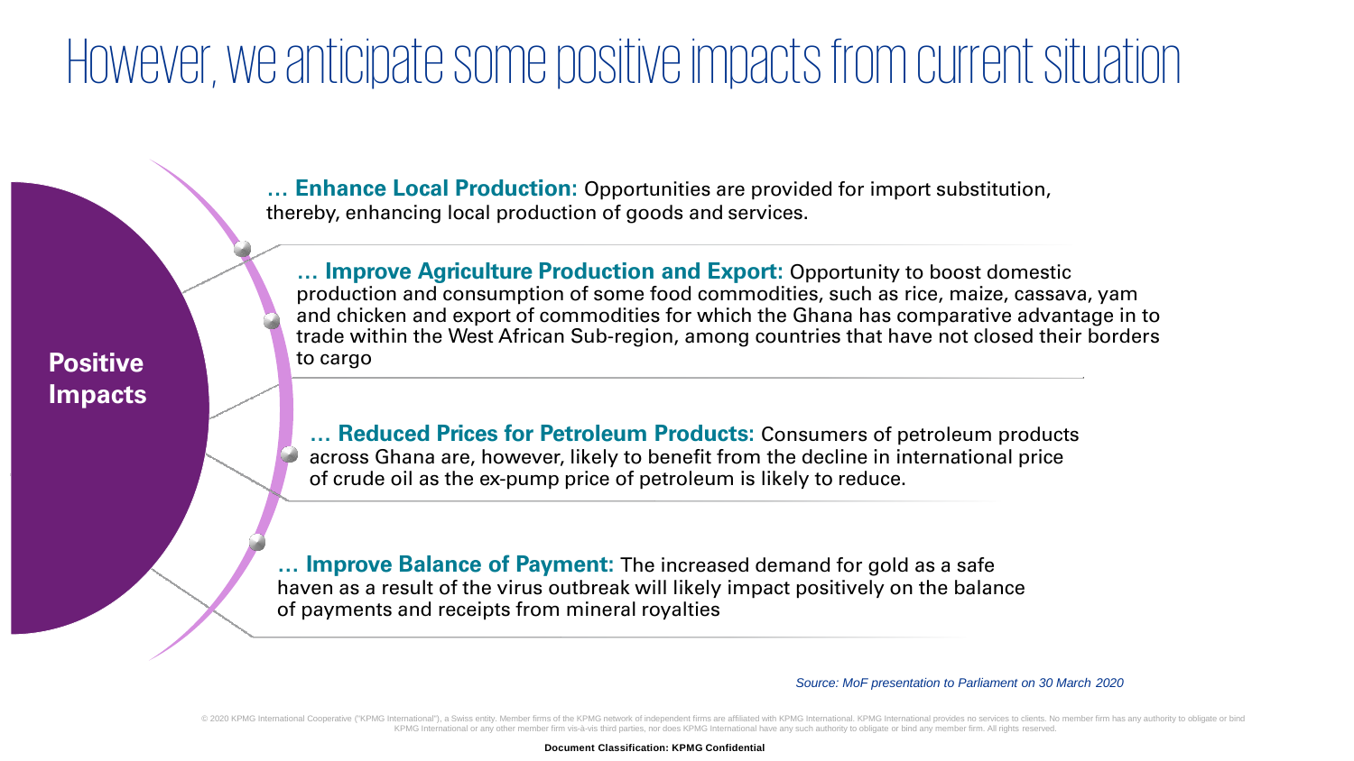# However, we anticipate some positive impacts from current situation

**Positive Impacts**

- … **Enhance Local Production:** Opportunities are provided for import substitution, thereby, enhancing local production of goods and services.
- … **Improve Agriculture Production and Export:** Opportunity to boost domestic production and consumption of some food commodities, such as rice, maize, cassava, yam and chicken and export of commodities for which the Ghana has comparative advantage in to trade within the West African Sub-region, among countries that have not closed their borders to cargo
- … **Reduced Prices for Petroleum Products:** Consumers of petroleum products across Ghana are, however, likely to benefit from the decline in international price of crude oil as the ex-pump price of petroleum is likely to reduce.
- … **Improve Balance of Payment:** The increased demand for gold as a safe haven as a result of the virus outbreak will likely impact positively on the balance of payments and receipts from mineral royalties

*Source: MoF presentation to Parliament on 30 March 2020*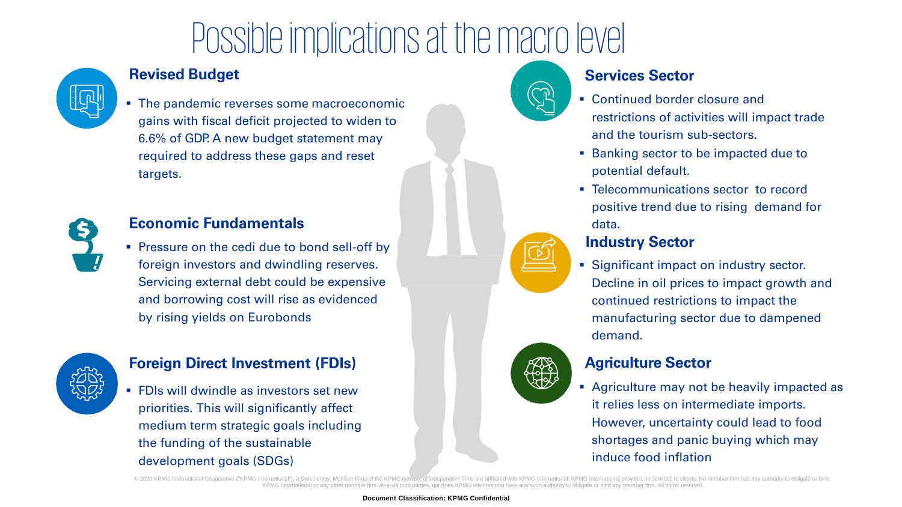# Possible implications at the macro level

## Revised Budget

- The pandemic reverses some macroeconomic gains with fiscal deficit projected to widen to 6.6% of GDP. A new budget statement may required to address these gaps and reset targets.

## Economic Fundamentals

- Pressure on the cedi due to bond sell-off by foreign investors and dwindling reserves. Servicing external debt could be expensive and borrowing cost will rise as evidenced by rising yields on Eurobonds

## Foreign Direct Investment (FDIs)

- FDIs will dwindle as investors set new priorities. This will significantly affect medium term strategic goals including the funding of the sustainable development goals (SDGs)

## Services Sector

- Continued border closure and restrictions of activities will impact trade and the tourism sub-sectors.
- Banking sector to be impacted due to potential default.
- Telecommunications sector to record positive trend due to rising demand for data.

## Industry Sector

- Significant impact on industry sector. Decline in oil prices to impact growth and continued restrictions to impact the manufacturing sector due to dampened demand.

## Agriculture Sector

- Agriculture may not be heavily impacted as it relies less on intermediate imports. However, uncertainty could lead to food shortages and panic buying which may induce food inflation

© 2020 KPMG International Cooperative ("KPMG International"), a Swiss entity. Member firms of the KPMG network of independent firms are affiliated with KPMG International. KPMG International provides no services to clients. No member firm has any authority to obligate or bind KPMG International or any other member firm vis-à-vis third parties, nor does KPMG International have any such authority to obligate or bind any member firm. All rights reserved.

**Document Classification: KPMG Confidential**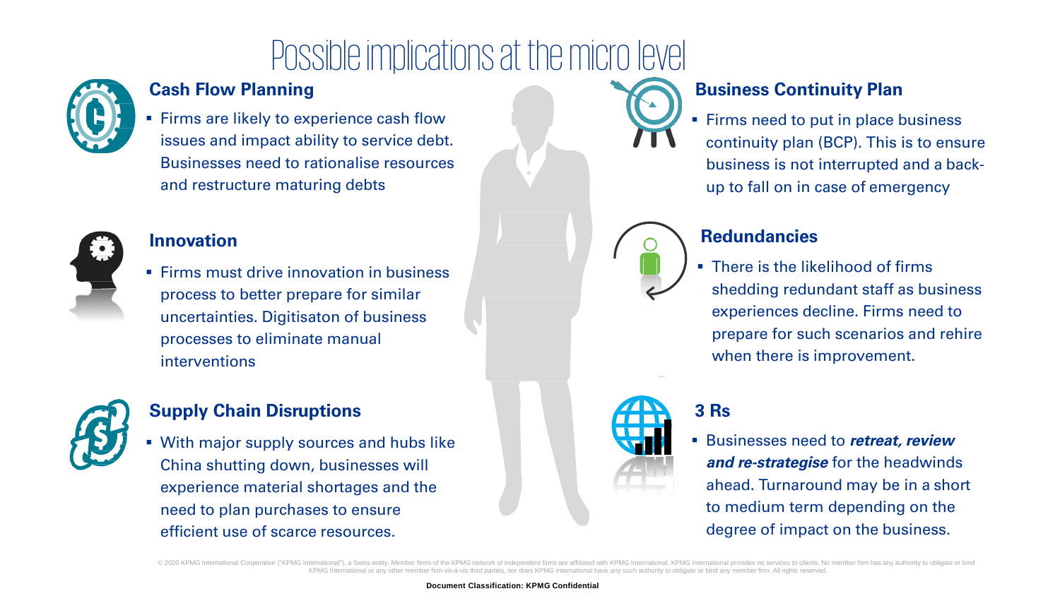# Possible implications at the micro level

## Cash Flow Planning

- Firms are likely to experience cash flow issues and impact ability to service debt. Businesses need to rationalise resources and restructure maturing debts

## Innovation

- Firms must drive innovation in business process to better prepare for similar uncertainties. Digitisaton of business processes to eliminate manual interventions

## Supply Chain Disruptions

- With major supply sources and hubs like China shutting down, businesses will experience material shortages and the need to plan purchases to ensure efficient use of scarce resources.

## Business Continuity Plan

- Firms need to put in place business continuity plan (BCP). This is to ensure business is not interrupted and a back-up to fall on in case of emergency

## Redundancies

- There is the likelihood of firms shedding redundant staff as business experiences decline. Firms need to prepare for such scenarios and rehire when there is improvement.

## 3 Rs

- Businesses need to ***retreat, review and re-strategise*** for the headwinds ahead. Turnaround may be in a short to medium term depending on the degree of impact on the business.

© 2020 KPMG International Cooperative ("KPMG International"), a Swiss entity. Member firms of the KPMG network of independent firms are affiliated with KPMG International. KPMG International provides no services to clients. No member firm has any authority to obligate or bind KPMG International or any other member firm vis-à-vis third parties, nor does KPMG International have any such authority to obligate or bind any member firm. All rights reserved.

**Document Classification: KPMG Confidential**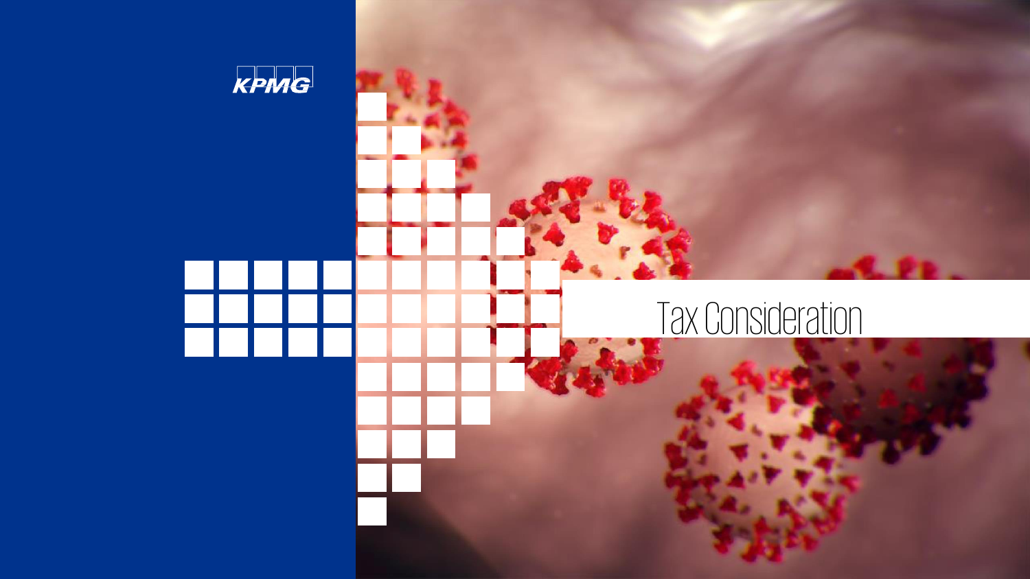# Tax Consideration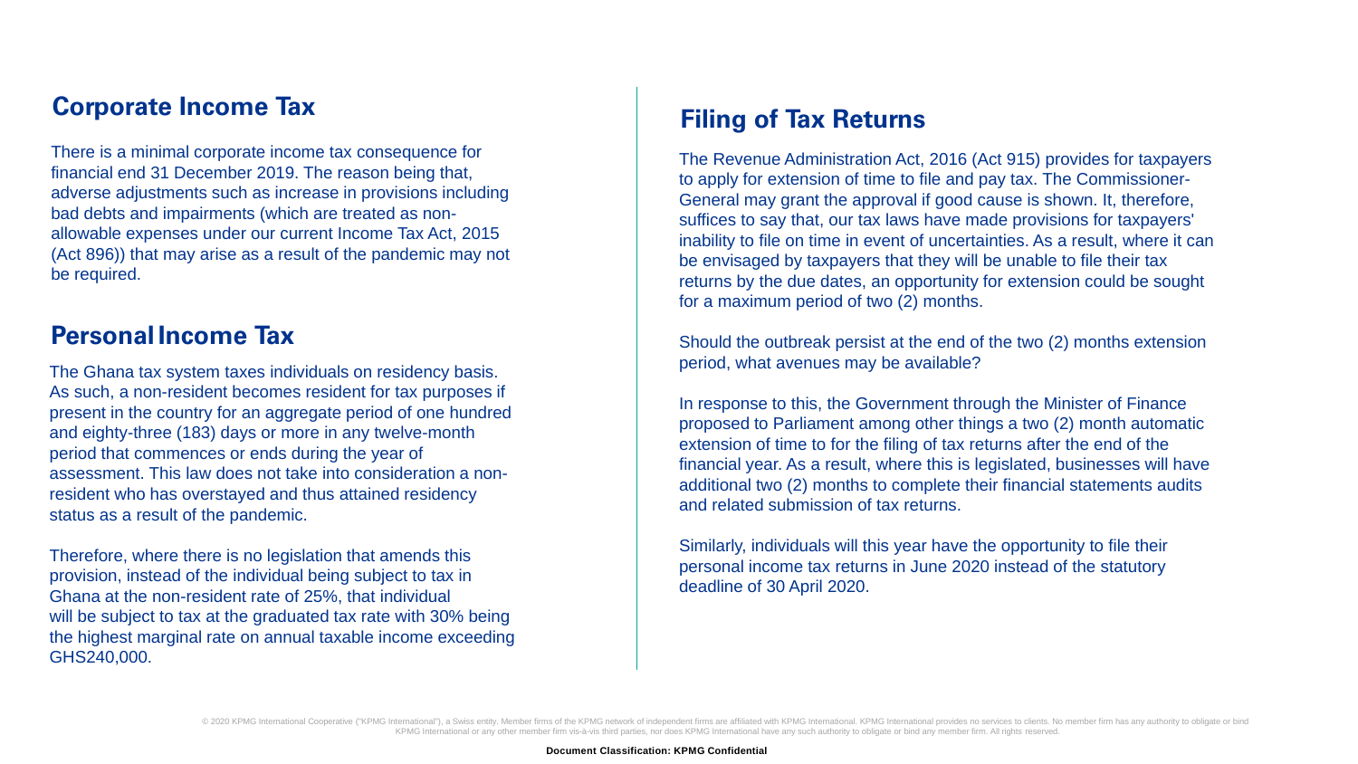## Corporate Income Tax

There is a minimal corporate income tax consequence for financial end 31 December 2019. The reason being that, adverse adjustments such as increase in provisions including bad debts and impairments (which are treated as non-allowable expenses under our current Income Tax Act, 2015 (Act 896)) that may arise as a result of the pandemic may not be required.

## Personal Income Tax

The Ghana tax system taxes individuals on residency basis. As such, a non-resident becomes resident for tax purposes if present in the country for an aggregate period of one hundred and eighty-three (183) days or more in any twelve-month period that commences or ends during the year of assessment. This law does not take into consideration a non-resident who has overstayed and thus attained residency status as a result of the pandemic.

Therefore, where there is no legislation that amends this provision, instead of the individual being subject to tax in Ghana at the non-resident rate of 25%, that individual will be subject to tax at the graduated tax rate with 30% being the highest marginal rate on annual taxable income exceeding GHS240,000.

## Filing of Tax Returns

The Revenue Administration Act, 2016 (Act 915) provides for taxpayers to apply for extension of time to file and pay tax. The Commissioner-General may grant the approval if good cause is shown. It, therefore, suffices to say that, our tax laws have made provisions for taxpayers' inability to file on time in event of uncertainties. As a result, where it can be envisaged by taxpayers that they will be unable to file their tax returns by the due dates, an opportunity for extension could be sought for a maximum period of two (2) months.

Should the outbreak persist at the end of the two (2) months extension period, what avenues may be available?

In response to this, the Government through the Minister of Finance proposed to Parliament among other things a two (2) month automatic extension of time to for the filing of tax returns after the end of the financial year. As a result, where this is legislated, businesses will have additional two (2) months to complete their financial statements audits and related submission of tax returns.

Similarly, individuals will this year have the opportunity to file their personal income tax returns in June 2020 instead of the statutory deadline of 30 April 2020.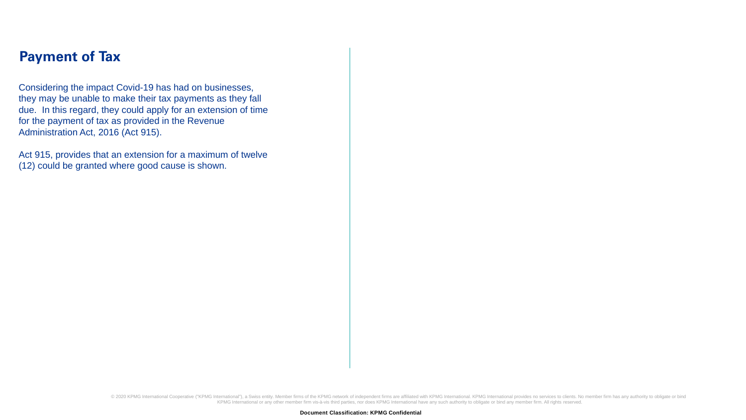## Payment of Tax

Considering the impact Covid-19 has had on businesses, they may be unable to make their tax payments as they fall due. In this regard, they could apply for an extension of time for the payment of tax as provided in the Revenue Administration Act, 2016 (Act 915).

Act 915, provides that an extension for a maximum of twelve (12) could be granted where good cause is shown.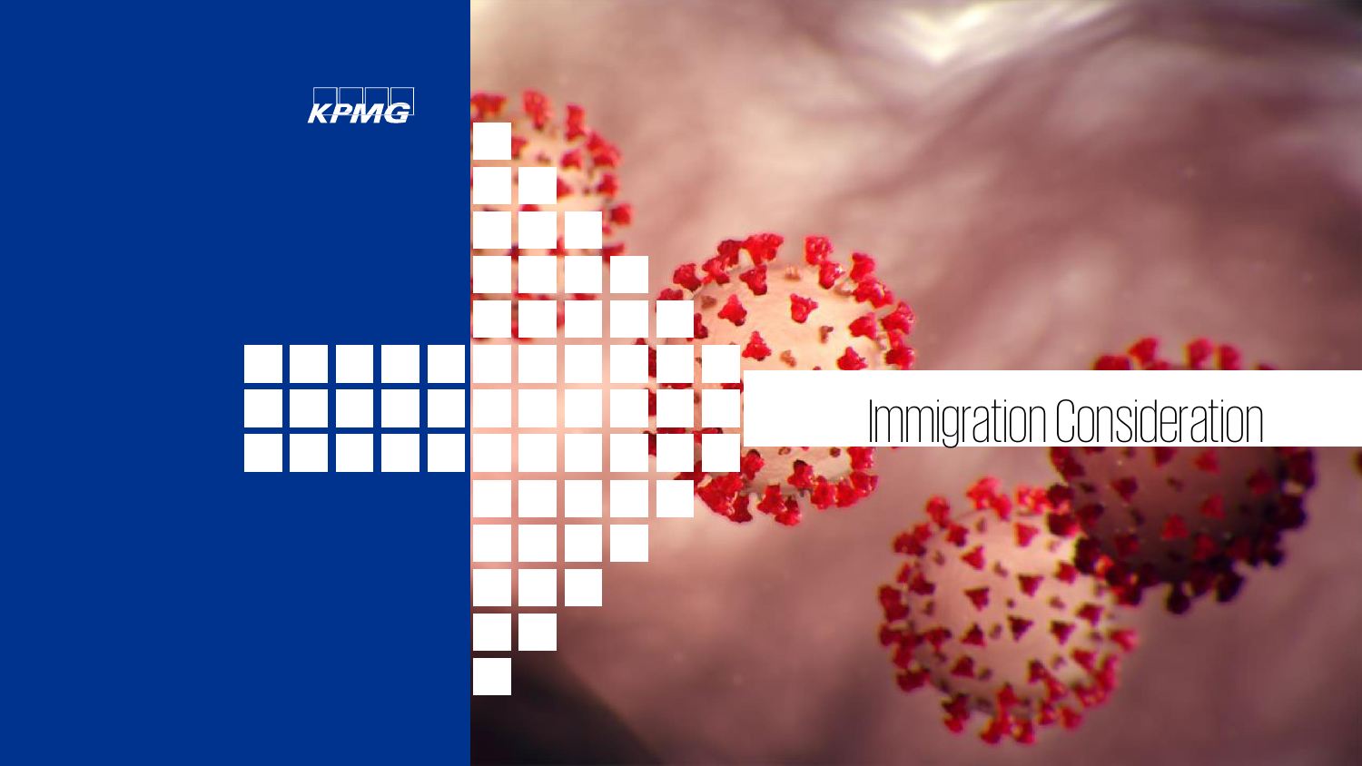# Immigration Consideration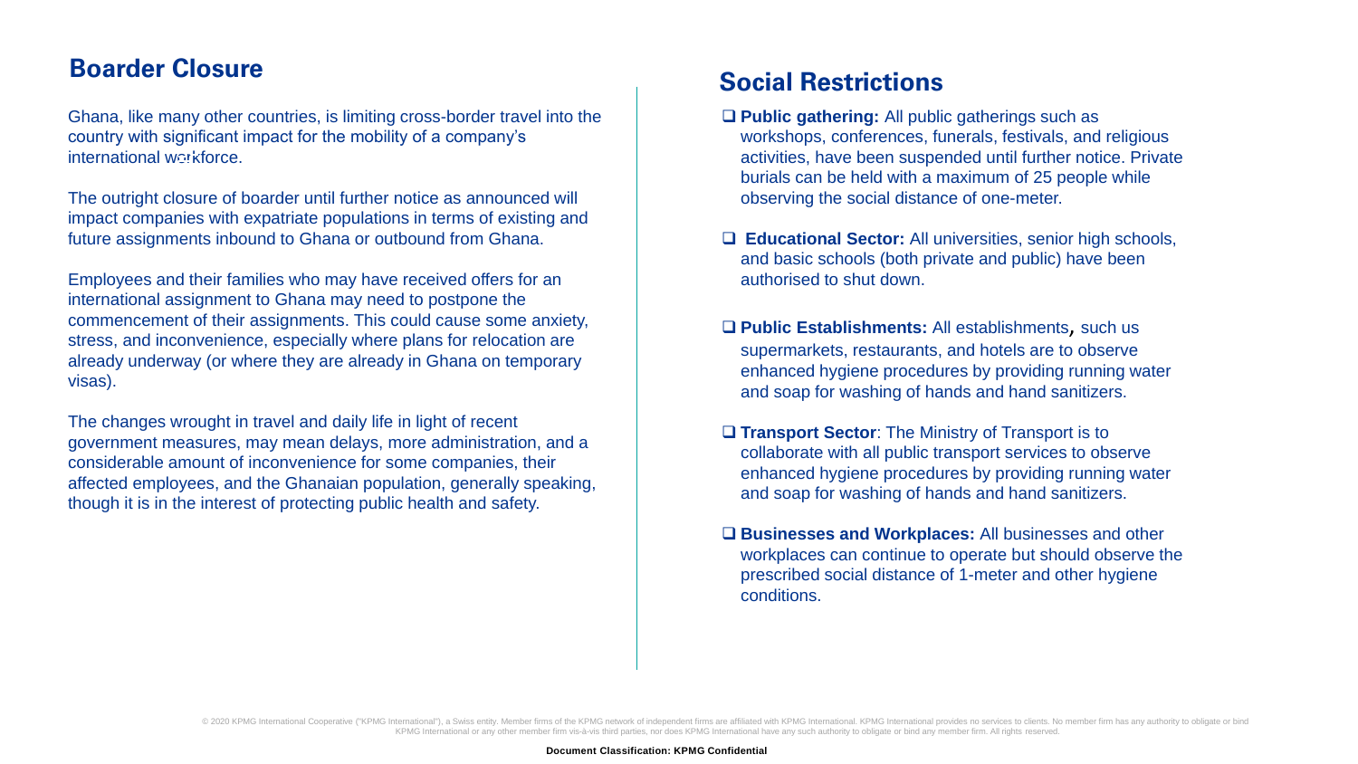## Boarder Closure

Ghana, like many other countries, is limiting cross-border travel into the country with significant impact for the mobility of a company's international workforce.

The outright closure of boarder until further notice as announced will impact companies with expatriate populations in terms of existing and future assignments inbound to Ghana or outbound from Ghana.

Employees and their families who may have received offers for an international assignment to Ghana may need to postpone the commencement of their assignments. This could cause some anxiety, stress, and inconvenience, especially where plans for relocation are already underway (or where they are already in Ghana on temporary visas).

The changes wrought in travel and daily life in light of recent government measures, may mean delays, more administration, and a considerable amount of inconvenience for some companies, their affected employees, and the Ghanaian population, generally speaking, though it is in the interest of protecting public health and safety.

## Social Restrictions

- **Public gathering:** All public gatherings such as workshops, conferences, funerals, festivals, and religious activities, have been suspended until further notice. Private burials can be held with a maximum of 25 people while observing the social distance of one-meter.
- **Educational Sector:** All universities, senior high schools, and basic schools (both private and public) have been authorised to shut down.
- **Public Establishments:** All establishments, such us supermarkets, restaurants, and hotels are to observe enhanced hygiene procedures by providing running water and soap for washing of hands and hand sanitizers.
- **Transport Sector**: The Ministry of Transport is to collaborate with all public transport services to observe enhanced hygiene procedures by providing running water and soap for washing of hands and hand sanitizers.
- **Businesses and Workplaces:** All businesses and other workplaces can continue to operate but should observe the prescribed social distance of 1-meter and other hygiene conditions.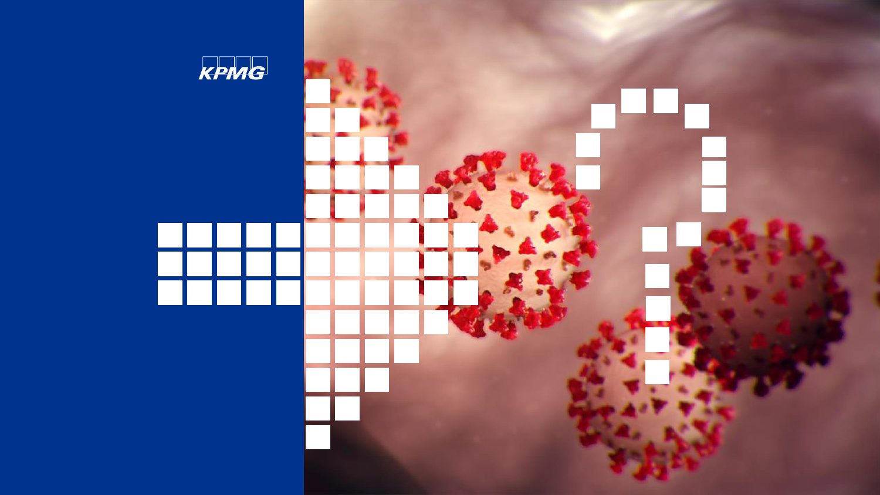KPMG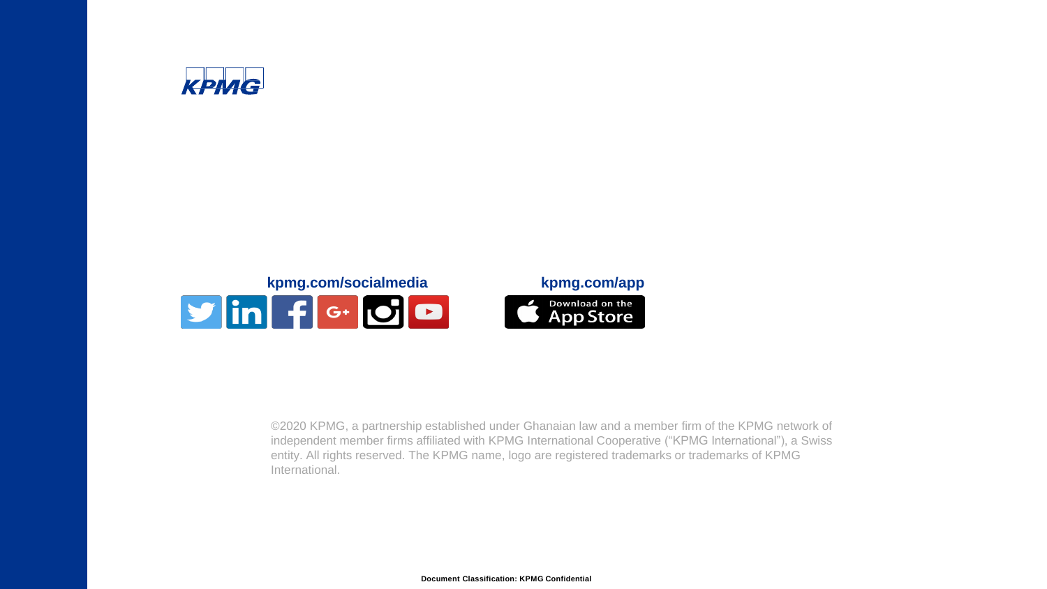kpmg.com/socialmedia

kpmg.com/app

©2020 KPMG, a partnership established under Ghanaian law and a member firm of the KPMG network of independent member firms affiliated with KPMG International Cooperative (“KPMG International”), a Swiss entity. All rights reserved. The KPMG name, logo are registered trademarks or trademarks of KPMG International.

**Document Classification: KPMG Confidential**